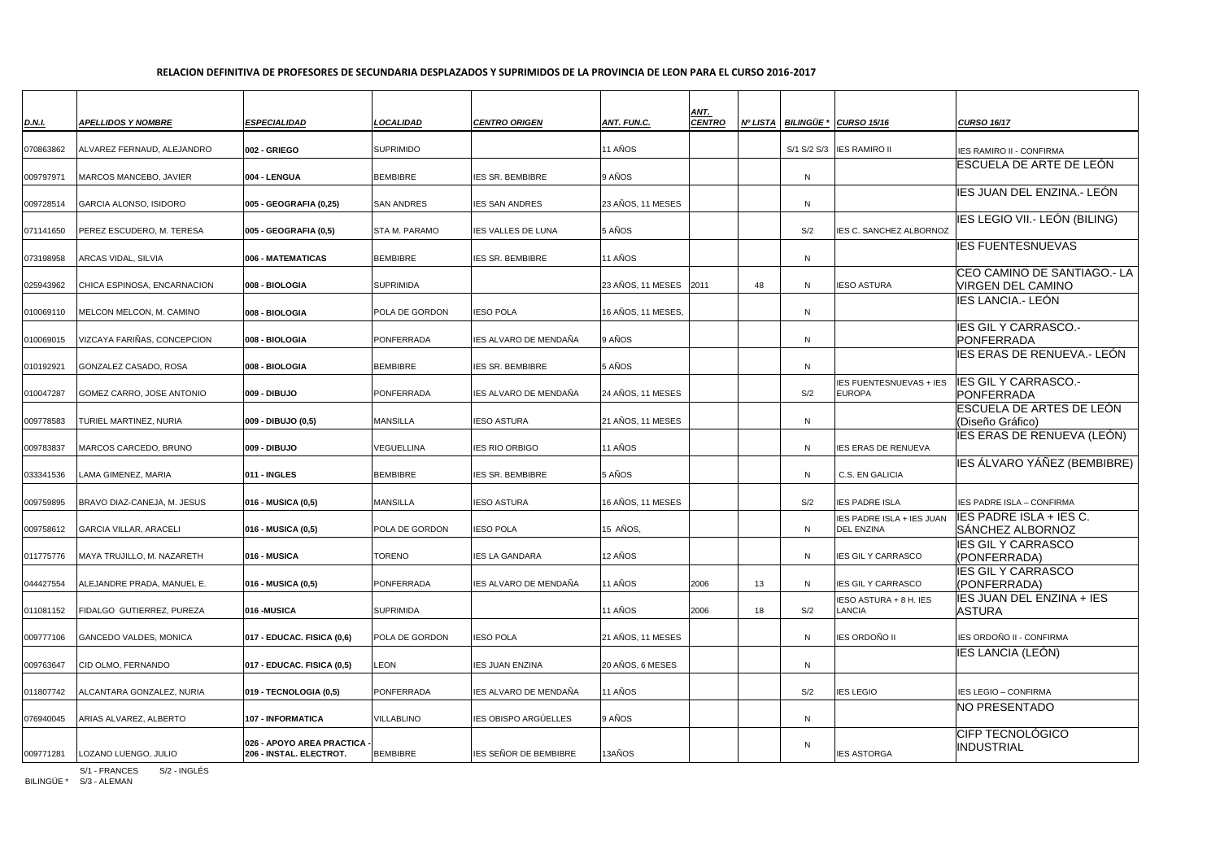## RELACION DEFINITIVA DE PROFESORES DE SECUNDARIA DESPLAZADOS Y SUPRIMIDOS DE LA PROVINCIA DE LEON PARA EL CURSO 2016-2017

| D.N.I. | APELLIDOS Y NOMBRE | ESPECIALIDAD | LOCALIDAD | CENTRO ORIGEN | ANT. FUN.C. | ANT. CENTRO | Nº LISTA | BILINGÜE * | CURSO 15/16 | CURSO 16/17 |
|---|---|---|---|---|---|---|---|---|---|---|
| 070863862 | ALVAREZ FERNAUD, ALEJANDRO | 002 - GRIEGO | SUPRIMIDO | | 11 AÑOS | | | S/1 S/2 S/3 | IES RAMIRO II | IES RAMIRO II - CONFIRMA |
| 009797971 | MARCOS MANCEBO, JAVIER | 004 - LENGUA | BEMBIBRE | IES SR. BEMBIBRE | 9 AÑOS | | | N | | ESCUELA DE ARTE DE LEÓN |
| 009728514 | GARCIA ALONSO, ISIDORO | 005 - GEOGRAFIA (0,25) | SAN ANDRES | IES SAN ANDRES | 23 AÑOS, 11 MESES | | | N | | IES JUAN DEL ENZINA.- LEÓN |
| 071141650 | PEREZ ESCUDERO, M. TERESA | 005 - GEOGRAFIA (0,5) | STA M. PARAMO | IES VALLES DE LUNA | 5 AÑOS | | | S/2 | IES C. SANCHEZ ALBORNOZ | IES LEGIO VII.- LEÓN (BILING) |
| 073198958 | ARCAS VIDAL, SILVIA | 006 - MATEMATICAS | BEMBIBRE | IES SR. BEMBIBRE | 11 AÑOS | | | N | | IES FUENTESNUEVAS |
| 025943962 | CHICA ESPINOSA, ENCARNACION | 008 - BIOLOGIA | SUPRIMIDA | | 23 AÑOS, 11 MESES | 2011 | 48 | N | IESO ASTURA | CEO CAMINO DE SANTIAGO.- LA VIRGEN DEL CAMINO |
| 010069110 | MELCON MELCON, M. CAMINO | 008 - BIOLOGIA | POLA DE GORDON | IESO POLA | 16 AÑOS, 11 MESES, | | | N | | IES LANCIA.- LEÓN |
| 010069015 | VIZCAYA FARIÑAS, CONCEPCION | 008 - BIOLOGIA | PONFERRADA | IES ALVARO DE MENDAÑA | 9 AÑOS | | | N | | IES GIL Y CARRASCO.- PONFERRADA |
| 010192921 | GONZALEZ CASADO, ROSA | 008 - BIOLOGIA | BEMBIBRE | IES SR. BEMBIBRE | 5 AÑOS | | | N | | IES ERAS DE RENUEVA.- LEÓN |
| 010047287 | GOMEZ CARRO, JOSE ANTONIO | 009 - DIBUJO | PONFERRADA | IES ALVARO DE MENDAÑA | 24 AÑOS, 11 MESES | | | S/2 | IES FUENTESNUEVAS + IES EUROPA | IES GIL Y CARRASCO.- PONFERRADA |
| 009778583 | TURIEL MARTINEZ, NURIA | 009 - DIBUJO (0,5) | MANSILLA | IESO ASTURA | 21 AÑOS, 11 MESES | | | N | | ESCUELA DE ARTES DE LEÓN (Diseño Gráfico) |
| 009783837 | MARCOS CARCEDO, BRUNO | 009 - DIBUJO | VEGUELLINA | IES RIO ORBIGO | 11 AÑOS | | | N | IES ERAS DE RENUEVA | IES ERAS DE RENUEVA (LEÓN) |
| 033341536 | LAMA GIMENEZ, MARIA | 011 - INGLES | BEMBIBRE | IES SR. BEMBIBRE | 5 AÑOS | | | N | C.S. EN GALICIA | IES ÁLVARO YÁÑEZ (BEMBIBRE) |
| 009759895 | BRAVO DIAZ-CANEJA, M. JESUS | 016 - MUSICA (0,5) | MANSILLA | IESO ASTURA | 16 AÑOS, 11 MESES | | | S/2 | IES PADRE ISLA | IES PADRE ISLA – CONFIRMA |
| 009758612 | GARCIA VILLAR, ARACELI | 016 - MUSICA (0,5) | POLA DE GORDON | IESO POLA | 15 AÑOS, | | | N | IES PADRE ISLA + IES JUAN DEL ENZINA | IES PADRE ISLA + IES C. SÁNCHEZ ALBORNOZ |
| 011775776 | MAYA TRUJILLO, M. NAZARETH | 016 - MUSICA | TORENO | IES LA GANDARA | 12 AÑOS | | | N | IES GIL Y CARRASCO | IES GIL Y CARRASCO (PONFERRADA) |
| 044427554 | ALEJANDRE PRADA, MANUEL E. | 016 - MUSICA (0,5) | PONFERRADA | IES ALVARO DE MENDAÑA | 11 AÑOS | 2006 | 13 | N | IES GIL Y CARRASCO | IES GIL Y CARRASCO (PONFERRADA) |
| 011081152 | FIDALGO GUTIERREZ, PUREZA | 016 -MUSICA | SUPRIMIDA | | 11 AÑOS | 2006 | 18 | S/2 | IESO ASTURA + 8 H. IES LANCIA | IES JUAN DEL ENZINA + IES ASTURA |
| 009777106 | GANCEDO VALDES, MONICA | 017 - EDUCAC. FISICA (0,6) | POLA DE GORDON | IESO POLA | 21 AÑOS, 11 MESES | | | N | IES ORDOÑO II | IES ORDOÑO II - CONFIRMA |
| 009763647 | CID OLMO, FERNANDO | 017 - EDUCAC. FISICA (0,5) | LEON | IES JUAN ENZINA | 20 AÑOS, 6 MESES | | | N | | IES LANCIA (LEÓN) |
| 011807742 | ALCANTARA GONZALEZ, NURIA | 019 - TECNOLOGIA (0,5) | PONFERRADA | IES ALVARO DE MENDAÑA | 11 AÑOS | | | S/2 | IES LEGIO | IES LEGIO – CONFIRMA |
| 076940045 | ARIAS ALVAREZ, ALBERTO | 107 - INFORMATICA | VILLABLINO | IES OBISPO ARGÜELLES | 9 AÑOS | | | N | | NO PRESENTADO |
| 009771281 | LOZANO LUENGO, JULIO | 026 - APOYO AREA PRACTICA - 206 - INSTAL. ELECTROT. | BEMBIBRE | IES SEÑOR DE BEMBIBRE | 13AÑOS | | | N | IES ASTORGA | CIFP TECNOLÓGICO INDUSTRIAL |

BILINGÜE * S/1 - FRANCES S/2 - INGLÉS S/3 - ALEMAN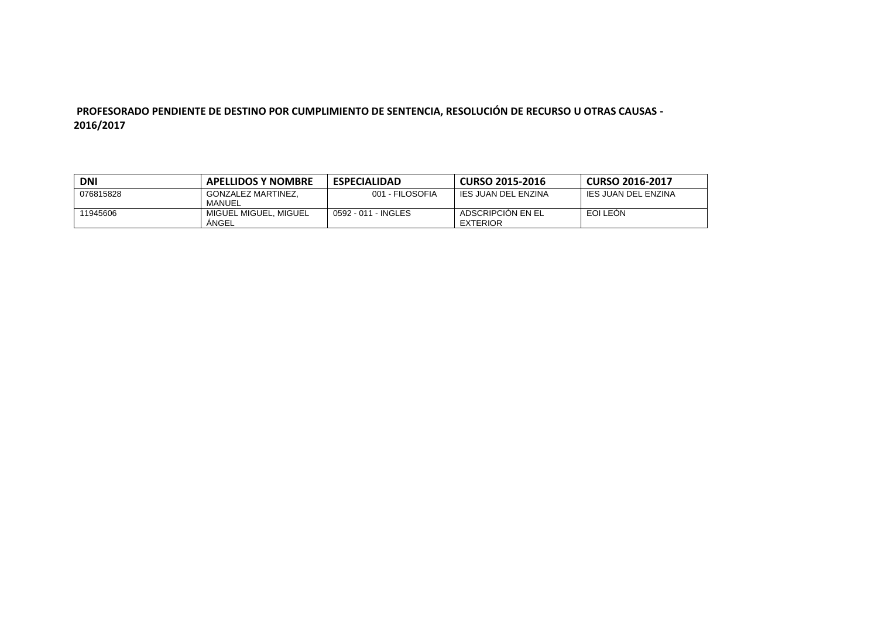**PROFESORADO PENDIENTE DE DESTINO POR CUMPLIMIENTO DE SENTENCIA, RESOLUCIÓN DE RECURSO U OTRAS CAUSAS - 2016/2017**

| DNI | APELLIDOS Y NOMBRE | ESPECIALIDAD | CURSO 2015-2016 | CURSO 2016-2017 |
| --- | --- | --- | --- | --- |
| 076815828 | GONZALEZ MARTINEZ, MANUEL | 001 - FILOSOFIA | IES JUAN DEL ENZINA | IES JUAN DEL ENZINA |
| 11945606 | MIGUEL MIGUEL, MIGUEL ÁNGEL | 0592 - 011 - INGLES | ADSCRIPCIÓN EN EL EXTERIOR | EOI LEÓN |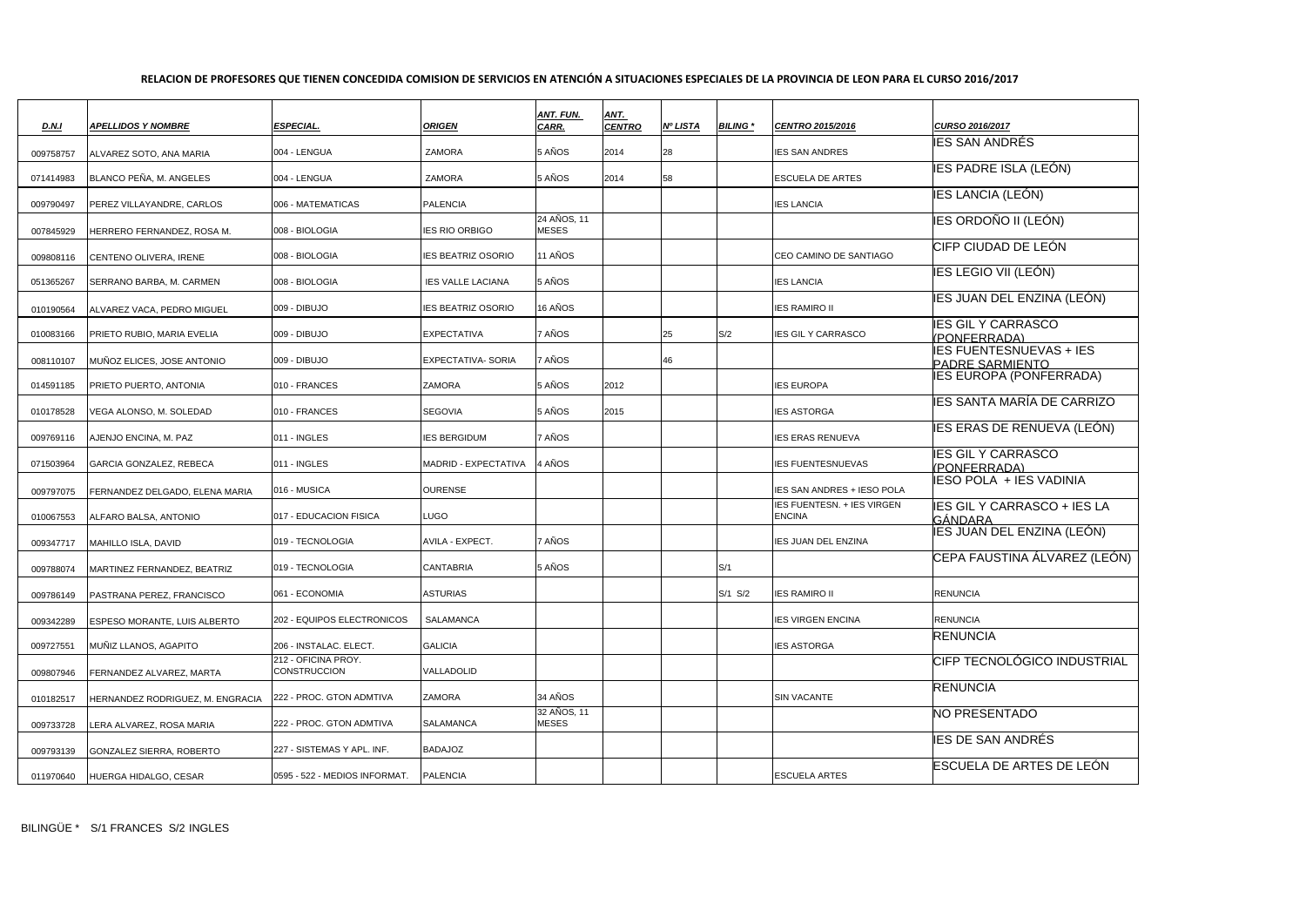**RELACION DE PROFESORES QUE TIENEN CONCEDIDA COMISION DE SERVICIOS EN ATENCIÓN A SITUACIONES ESPECIALES DE LA PROVINCIA DE LEON PARA EL CURSO 2016/2017**

| D.N.I | APELLIDOS Y NOMBRE | ESPECIAL. | ORIGEN | ANT. FUN. CARR. | ANT. CENTRO | Nº LISTA | BILING * | CENTRO 2015/2016 | CURSO 2016/2017 |
|---|---|---|---|---|---|---|---|---|---|
| 009758757 | ALVAREZ SOTO, ANA MARIA | 004 - LENGUA | ZAMORA | 5 AÑOS | 2014 | 28 | | IES SAN ANDRES | IES SAN ANDRÉS |
| 071414983 | BLANCO PEÑA, M. ANGELES | 004 - LENGUA | ZAMORA | 5 AÑOS | 2014 | 58 | | ESCUELA DE ARTES | IES PADRE ISLA (LEÓN) |
| 009790497 | PEREZ VILLAYANDRE, CARLOS | 006 - MATEMATICAS | PALENCIA | | | | | IES LANCIA | IES LANCIA (LEÓN) |
| 007845929 | HERRERO FERNANDEZ, ROSA M. | 008 - BIOLOGIA | IES RIO ORBIGO | 24 AÑOS, 11 MESES | | | | | IES ORDOÑO II (LEÓN) |
| 009808116 | CENTENO OLIVERA, IRENE | 008 - BIOLOGIA | IES BEATRIZ OSORIO | 11 AÑOS | | | | CEO CAMINO DE SANTIAGO | CIFP CIUDAD DE LEÓN |
| 051365267 | SERRANO BARBA, M. CARMEN | 008 - BIOLOGIA | IES VALLE LACIANA | 5 AÑOS | | | | IES LANCIA | IES LEGIO VII (LEÓN) |
| 010190564 | ALVAREZ VACA, PEDRO MIGUEL | 009 - DIBUJO | IES BEATRIZ OSORIO | 16 AÑOS | | | | IES RAMIRO II | IES JUAN DEL ENZINA (LEÓN) |
| 010083166 | PRIETO RUBIO, MARIA EVELIA | 009 - DIBUJO | EXPECTATIVA | 7 AÑOS | | 25 | S/2 | IES GIL Y CARRASCO | IES GIL Y CARRASCO (PONFERRADA) |
| 008110107 | MUÑOZ ELICES, JOSE ANTONIO | 009 - DIBUJO | EXPECTATIVA- SORIA | 7 AÑOS | | 46 | | | IES FUENTESNUEVAS + IES PADRE SARMIENTO |
| 014591185 | PRIETO PUERTO, ANTONIA | 010 - FRANCES | ZAMORA | 5 AÑOS | 2012 | | | IES EUROPA | IES EUROPA (PONFERRADA) |
| 010178528 | VEGA ALONSO, M. SOLEDAD | 010 - FRANCES | SEGOVIA | 5 AÑOS | 2015 | | | IES ASTORGA | IES SANTA MARÍA DE CARRIZO |
| 009769116 | AJENJO ENCINA, M. PAZ | 011 - INGLES | IES BERGIDUM | 7 AÑOS | | | | IES ERAS RENUEVA | IES ERAS DE RENUEVA (LEÓN) |
| 071503964 | GARCIA GONZALEZ, REBECA | 011 - INGLES | MADRID - EXPECTATIVA | 4 AÑOS | | | | IES FUENTESNUEVAS | IES GIL Y CARRASCO (PONFERRADA) |
| 009797075 | FERNANDEZ DELGADO, ELENA MARIA | 016 - MUSICA | OURENSE | | | | | IES SAN ANDRES + IESO POLA | IESO POLA + IES VADINIA |
| 010067553 | ALFARO BALSA, ANTONIO | 017 - EDUCACION FISICA | LUGO | | | | | IES FUENTESN. + IES VIRGEN ENCINA | IES GIL Y CARRASCO + IES LA GÁNDARA |
| 009347717 | MAHILLO ISLA, DAVID | 019 - TECNOLOGIA | AVILA - EXPECT. | 7 AÑOS | | | | IES JUAN DEL ENZINA | IES JUAN DEL ENZINA (LEÓN) |
| 009788074 | MARTINEZ FERNANDEZ, BEATRIZ | 019 - TECNOLOGIA | CANTABRIA | 5 AÑOS | | | S/1 | | CEPA FAUSTINA ÁLVAREZ (LEÓN) |
| 009786149 | PASTRANA PEREZ, FRANCISCO | 061 - ECONOMIA | ASTURIAS | | | | S/1 S/2 | IES RAMIRO II | RENUNCIA |
| 009342289 | ESPESO MORANTE, LUIS ALBERTO | 202 - EQUIPOS ELECTRONICOS | SALAMANCA | | | | | IES VIRGEN ENCINA | RENUNCIA |
| 009727551 | MUÑIZ LLANOS, AGAPITO | 206 - INSTALAC. ELECT. | GALICIA | | | | | IES ASTORGA | RENUNCIA |
| 009807946 | FERNANDEZ ALVAREZ, MARTA | 212 - OFICINA PROY. CONSTRUCCION | VALLADOLID | | | | | | CIFP TECNOLÓGICO INDUSTRIAL |
| 010182517 | HERNANDEZ RODRIGUEZ, M. ENGRACIA | 222 - PROC. GTON ADMTVA | ZAMORA | 34 AÑOS | | | | SIN VACANTE | RENUNCIA |
| 009733728 | LERA ALVAREZ, ROSA MARIA | 222 - PROC. GTON ADMTVA | SALAMANCA | 32 AÑOS, 11 MESES | | | | | NO PRESENTADO |
| 009793139 | GONZALEZ SIERRA, ROBERTO | 227 - SISTEMAS Y APL. INF. | BADAJOZ | | | | | | IES DE SAN ANDRÉS |
| 011970640 | HUERGA HIDALGO, CESAR | 0595 - 522 - MEDIOS INFORMAT. | PALENCIA | | | | | ESCUELA ARTES | ESCUELA DE ARTES DE LEÓN |

BILINGÜE * S/1 FRANCES S/2 INGLES